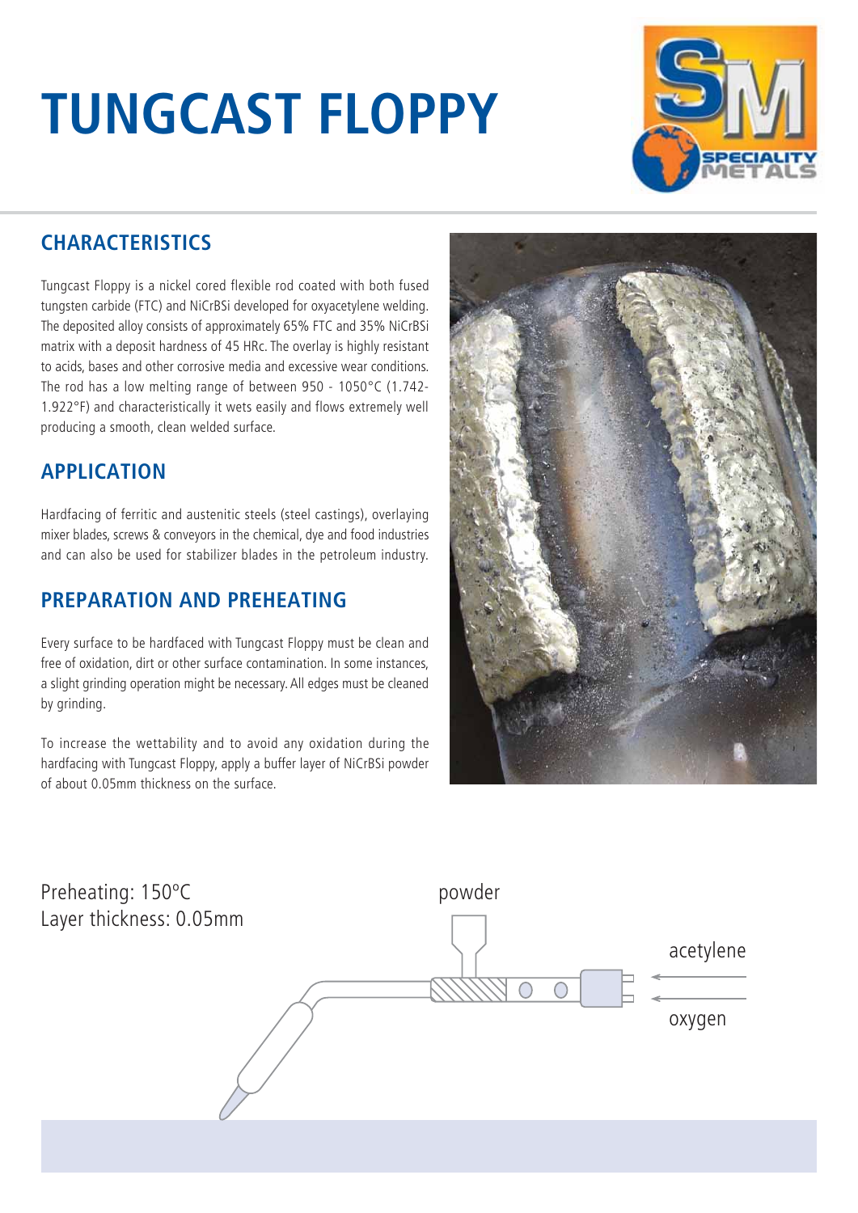# TUNGCAST FLOPPY

## CHARACTERISTICS

Tungcast Floppy is a nickel cored flexible rod coated with both fused tungsten carbide (FTC) and NiCrBSi developed for oxyacetylene welding. The deposited alloy consists of approximately 65% FTC and 35% NiCrBSi matrix with a deposit hardness of 45 HRc. The overlay is highly resistant to acids, bases and other corrosive media and excessive wear conditions. The rod has a low melting range of between 950 - 1050°C (1.742-1.922°F) and characteristically it wets easily and flows extremely well producing a smooth, clean welded surface.

## APPLICATION

Hardfacing of ferritic and austenitic steels (steel castings), overlaying mixer blades, screws & conveyors in the chemical, dye and food industries and can also be used for stabilizer blades in the petroleum industry.

## PREPARATION AND PREHEATING

Every surface to be hardfaced with Tungcast Floppy must be clean and free of oxidation, dirt or other surface contamination. In some instances, a slight grinding operation might be necessary. All edges must be cleaned by grinding.

To increase the wettability and to avoid any oxidation during the hardfacing with Tungcast Floppy, apply a buffer layer of NiCrBSi powder of about 0.05mm thickness on the surface.

Preheating: 150°C
Layer thickness: 0.05mm

powder

acetylene

oxygen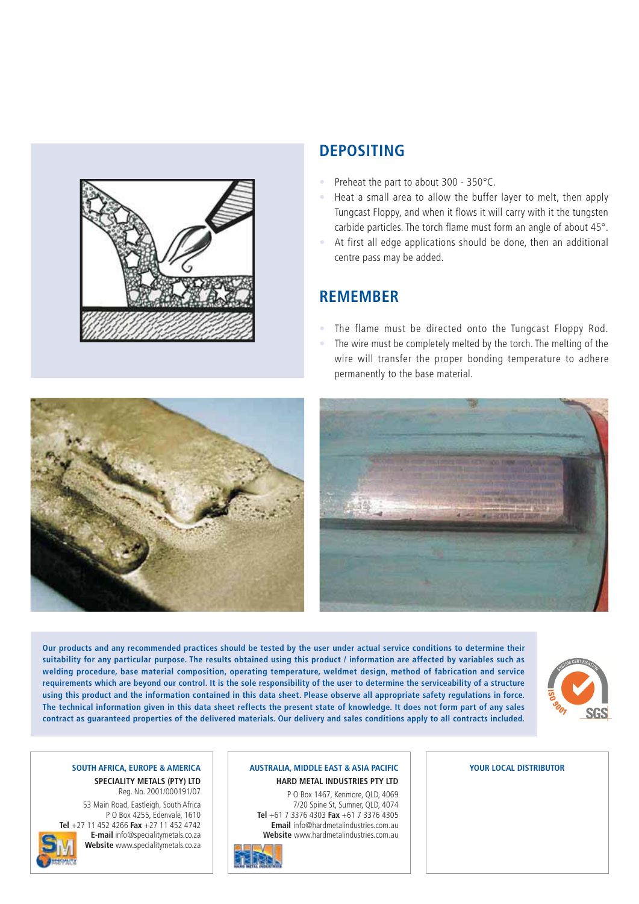## DEPOSITING

- Preheat the part to about 300 - 350°C.
- Heat a small area to allow the buffer layer to melt, then apply Tungcast Floppy, and when it flows it will carry with it the tungsten carbide particles. The torch flame must form an angle of about 45°.
- At first all edge applications should be done, then an additional centre pass may be added.

## REMEMBER

- The flame must be directed onto the Tungcast Floppy Rod.
- The wire must be completely melted by the torch. The melting of the wire will transfer the proper bonding temperature to adhere permanently to the base material.

**Our products and any recommended practices should be tested by the user under actual service conditions to determine their suitability for any particular purpose. The results obtained using this product / information are affected by variables such as welding procedure, base material composition, operating temperature, weldment design, method of fabrication and service requirements which are beyond our control. It is the sole responsibility of the user to determine the serviceability of a structure using this product and the information contained in this data sheet. Please observe all appropriate safety regulations in force. The technical information given in this data sheet reflects the present state of knowledge. It does not form part of any sales contract as guaranteed properties of the delivered materials. Our delivery and sales conditions apply to all contracts included.**

SYSTEM CERTIFICATION ISO 9001 SGS

**SOUTH AFRICA, EUROPE & AMERICA**

**SPECIALITY METALS (PTY) LTD**
Reg. No. 2001/000191/07
53 Main Road, Eastleigh, South Africa
P O Box 4255, Edenvale, 1610
**Tel** +27 11 452 4266 **Fax** +27 11 452 4742
**E-mail** info@specialitymetals.co.za
**Website** www.specialitymetals.co.za

**AUSTRALIA, MIDDLE EAST & ASIA PACIFIC**

**HARD METAL INDUSTRIES PTY LTD**
P O Box 1467, Kenmore, QLD, 4069
7/20 Spine St, Sumner, QLD, 4074
**Tel** +61 7 3376 4303 **Fax** +61 7 3376 4305
**Email** info@hardmetalindustries.com.au
**Website** www.hardmetalindustries.com.au

**YOUR LOCAL DISTRIBUTOR**